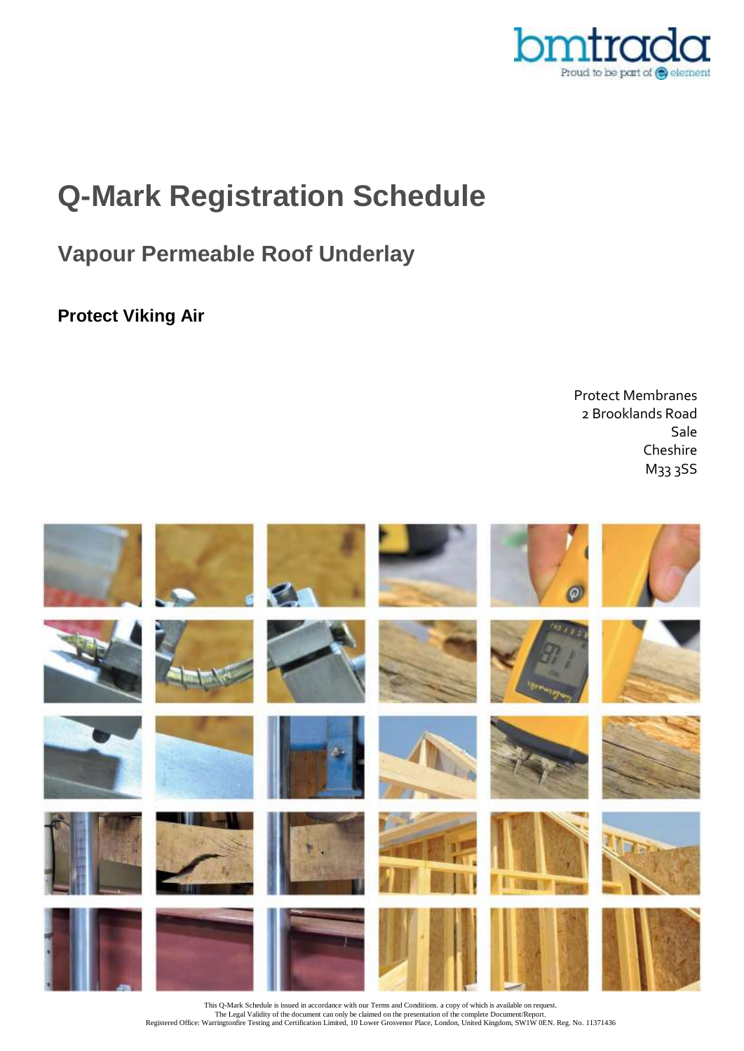# Q-Mark Registration Schedule

## Vapour Permeable Roof Underlay

### Protect Viking Air

Protect Membranes
2 Brooklands Road
Sale
Cheshire
M33 3SS

This Q-Mark Schedule is issued in accordance with our Terms and Conditions. a copy of which is available on request.
The Legal Validity of the document can only be claimed on the presentation of the complete Document/Report.
Registered Office: Warringtonfire Testing and Certification Limited, 10 Lower Grosvenor Place, London, United Kingdom, SW1W 0EN. Reg. No. 11371436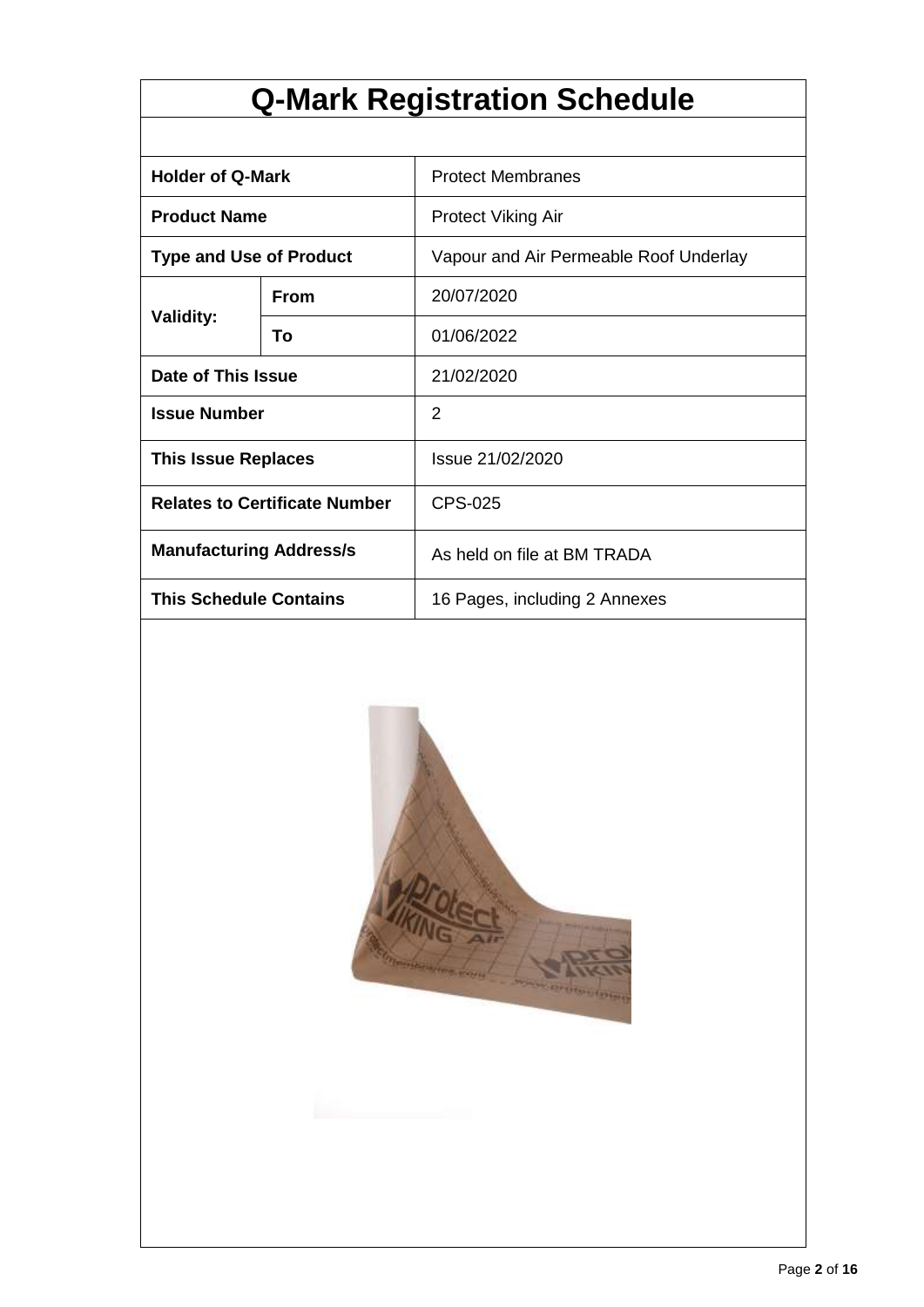# Q-Mark Registration Schedule

| | | |
|---|---|---|
| **Holder of Q-Mark** | | Protect Membranes |
| **Product Name** | | Protect Viking Air |
| **Type and Use of Product** | | Vapour and Air Permeable Roof Underlay |
| **Validity:** | **From** | 20/07/2020 |
| | **To** | 01/06/2022 |
| **Date of This Issue** | | 21/02/2020 |
| **Issue Number** | | 2 |
| **This Issue Replaces** | | Issue 21/02/2020 |
| **Relates to Certificate Number** | | CPS-025 |
| **Manufacturing Address/s** | | As held on file at BM TRADA |
| **This Schedule Contains** | | 16 Pages, including 2 Annexes |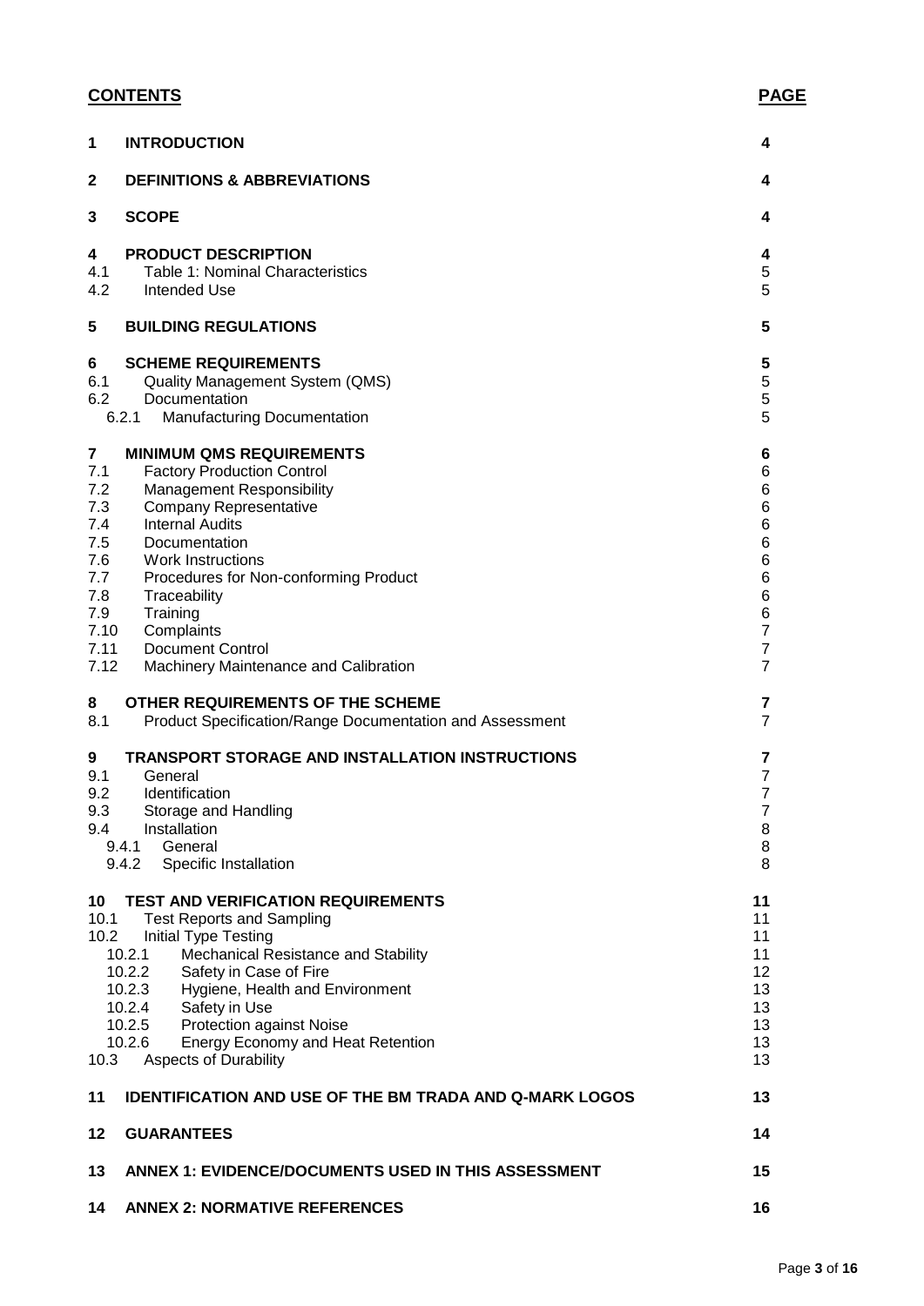## CONTENTS

| | | PAGE |
|---|---|---|
| **1** | **INTRODUCTION** | **4** |
| **2** | **DEFINITIONS & ABBREVIATIONS** | **4** |
| **3** | **SCOPE** | **4** |
| **4** | **PRODUCT DESCRIPTION** | **4** |
| 4.1 | Table 1: Nominal Characteristics | 5 |
| 4.2 | Intended Use | 5 |
| **5** | **BUILDING REGULATIONS** | **5** |
| **6** | **SCHEME REQUIREMENTS** | **5** |
| 6.1 | Quality Management System (QMS) | 5 |
| 6.2 | Documentation | 5 |
| 6.2.1 | Manufacturing Documentation | 5 |
| **7** | **MINIMUM QMS REQUIREMENTS** | **6** |
| 7.1 | Factory Production Control | 6 |
| 7.2 | Management Responsibility | 6 |
| 7.3 | Company Representative | 6 |
| 7.4 | Internal Audits | 6 |
| 7.5 | Documentation | 6 |
| 7.6 | Work Instructions | 6 |
| 7.7 | Procedures for Non-conforming Product | 6 |
| 7.8 | Traceability | 6 |
| 7.9 | Training | 6 |
| 7.10 | Complaints | 7 |
| 7.11 | Document Control | 7 |
| 7.12 | Machinery Maintenance and Calibration | 7 |
| **8** | **OTHER REQUIREMENTS OF THE SCHEME** | **7** |
| 8.1 | Product Specification/Range Documentation and Assessment | 7 |
| **9** | **TRANSPORT STORAGE AND INSTALLATION INSTRUCTIONS** | **7** |
| 9.1 | General | 7 |
| 9.2 | Identification | 7 |
| 9.3 | Storage and Handling | 7 |
| 9.4 | Installation | 8 |
| 9.4.1 | General | 8 |
| 9.4.2 | Specific Installation | 8 |
| **10** | **TEST AND VERIFICATION REQUIREMENTS** | **11** |
| 10.1 | Test Reports and Sampling | 11 |
| 10.2 | Initial Type Testing | 11 |
| 10.2.1 | Mechanical Resistance and Stability | 11 |
| 10.2.2 | Safety in Case of Fire | 12 |
| 10.2.3 | Hygiene, Health and Environment | 13 |
| 10.2.4 | Safety in Use | 13 |
| 10.2.5 | Protection against Noise | 13 |
| 10.2.6 | Energy Economy and Heat Retention | 13 |
| 10.3 | Aspects of Durability | 13 |
| **11** | **IDENTIFICATION AND USE OF THE BM TRADA AND Q-MARK LOGOS** | **13** |
| **12** | **GUARANTEES** | **14** |
| **13** | **ANNEX 1: EVIDENCE/DOCUMENTS USED IN THIS ASSESSMENT** | **15** |
| **14** | **ANNEX 2: NORMATIVE REFERENCES** | **16** |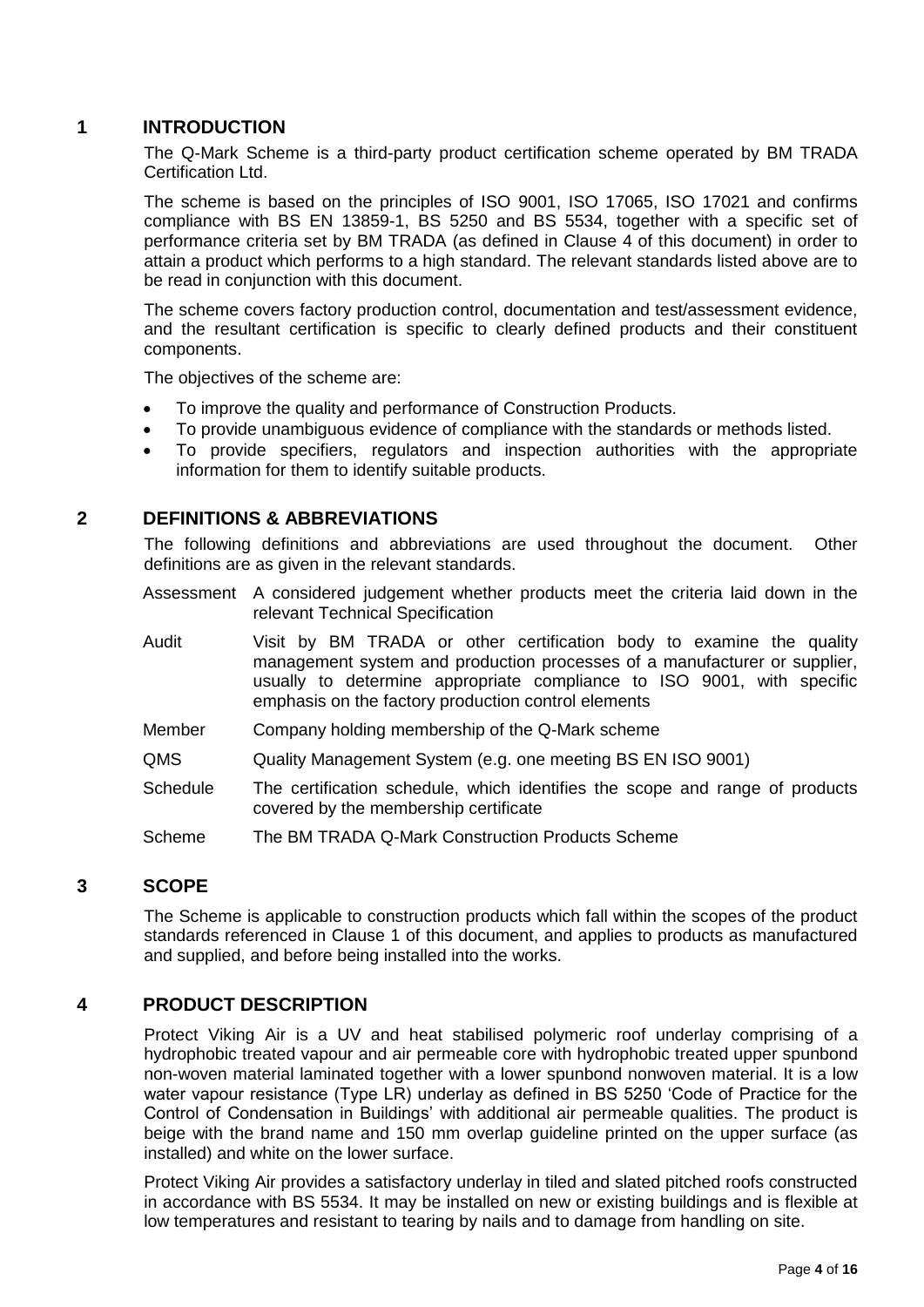## 1 INTRODUCTION

The Q-Mark Scheme is a third-party product certification scheme operated by BM TRADA Certification Ltd.

The scheme is based on the principles of ISO 9001, ISO 17065, ISO 17021 and confirms compliance with BS EN 13859-1, BS 5250 and BS 5534, together with a specific set of performance criteria set by BM TRADA (as defined in Clause 4 of this document) in order to attain a product which performs to a high standard. The relevant standards listed above are to be read in conjunction with this document.

The scheme covers factory production control, documentation and test/assessment evidence, and the resultant certification is specific to clearly defined products and their constituent components.

The objectives of the scheme are:

- To improve the quality and performance of Construction Products.
- To provide unambiguous evidence of compliance with the standards or methods listed.
- To provide specifiers, regulators and inspection authorities with the appropriate information for them to identify suitable products.

## 2 DEFINITIONS & ABBREVIATIONS

The following definitions and abbreviations are used throughout the document. Other definitions are as given in the relevant standards.

| | |
|---|---|
| Assessment | A considered judgement whether products meet the criteria laid down in the relevant Technical Specification |
| Audit | Visit by BM TRADA or other certification body to examine the quality management system and production processes of a manufacturer or supplier, usually to determine appropriate compliance to ISO 9001, with specific emphasis on the factory production control elements |
| Member | Company holding membership of the Q-Mark scheme |
| QMS | Quality Management System (e.g. one meeting BS EN ISO 9001) |
| Schedule | The certification schedule, which identifies the scope and range of products covered by the membership certificate |
| Scheme | The BM TRADA Q-Mark Construction Products Scheme |

## 3 SCOPE

The Scheme is applicable to construction products which fall within the scopes of the product standards referenced in Clause 1 of this document, and applies to products as manufactured and supplied, and before being installed into the works.

## 4 PRODUCT DESCRIPTION

Protect Viking Air is a UV and heat stabilised polymeric roof underlay comprising of a hydrophobic treated vapour and air permeable core with hydrophobic treated upper spunbond non-woven material laminated together with a lower spunbond nonwoven material. It is a low water vapour resistance (Type LR) underlay as defined in BS 5250 'Code of Practice for the Control of Condensation in Buildings' with additional air permeable qualities. The product is beige with the brand name and 150 mm overlap guideline printed on the upper surface (as installed) and white on the lower surface.

Protect Viking Air provides a satisfactory underlay in tiled and slated pitched roofs constructed in accordance with BS 5534. It may be installed on new or existing buildings and is flexible at low temperatures and resistant to tearing by nails and to damage from handling on site.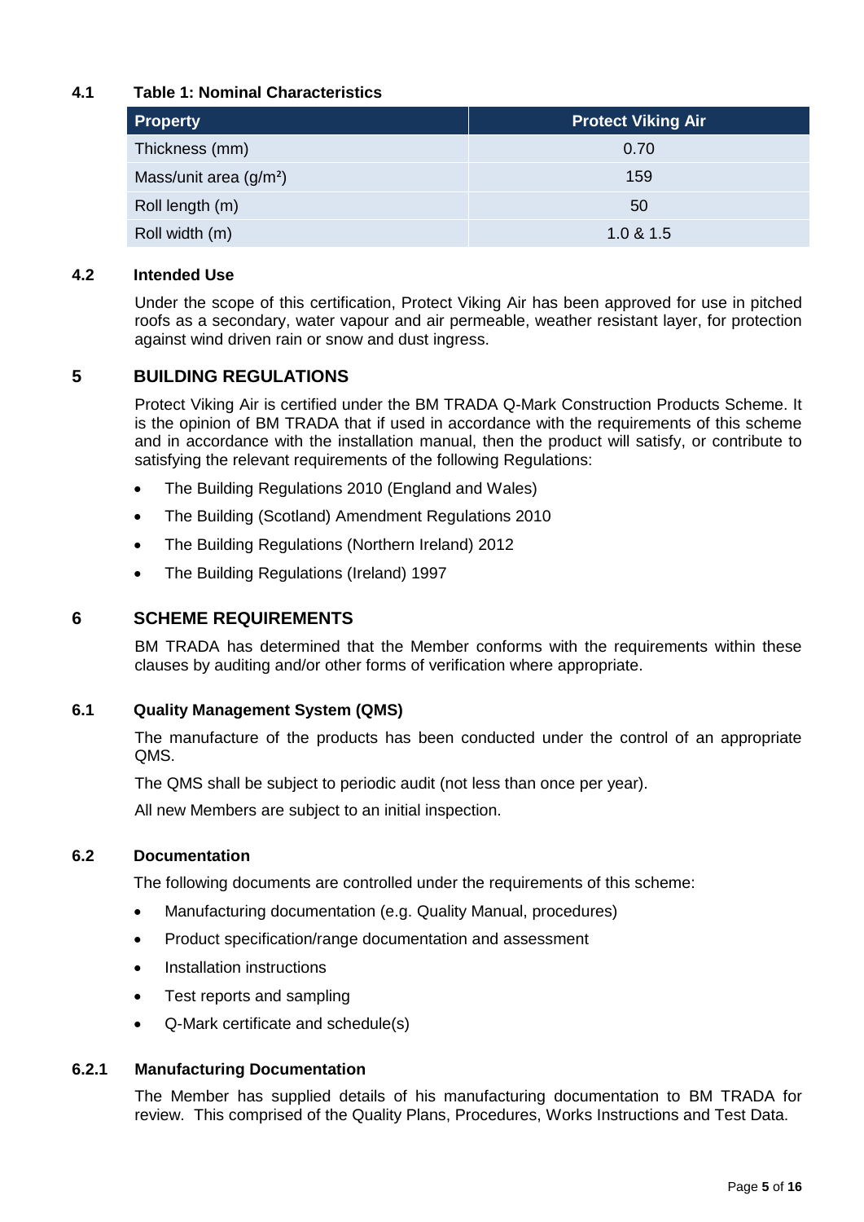### 4.1 Table 1: Nominal Characteristics

| Property | Protect Viking Air |
|---|---|
| Thickness (mm) | 0.70 |
| Mass/unit area (g/m²) | 159 |
| Roll length (m) | 50 |
| Roll width (m) | 1.0 & 1.5 |

### 4.2 Intended Use

Under the scope of this certification, Protect Viking Air has been approved for use in pitched roofs as a secondary, water vapour and air permeable, weather resistant layer, for protection against wind driven rain or snow and dust ingress.

## 5 BUILDING REGULATIONS

Protect Viking Air is certified under the BM TRADA Q-Mark Construction Products Scheme. It is the opinion of BM TRADA that if used in accordance with the requirements of this scheme and in accordance with the installation manual, then the product will satisfy, or contribute to satisfying the relevant requirements of the following Regulations:

- The Building Regulations 2010 (England and Wales)
- The Building (Scotland) Amendment Regulations 2010
- The Building Regulations (Northern Ireland) 2012
- The Building Regulations (Ireland) 1997

## 6 SCHEME REQUIREMENTS

BM TRADA has determined that the Member conforms with the requirements within these clauses by auditing and/or other forms of verification where appropriate.

### 6.1 Quality Management System (QMS)

The manufacture of the products has been conducted under the control of an appropriate QMS.

The QMS shall be subject to periodic audit (not less than once per year).

All new Members are subject to an initial inspection.

### 6.2 Documentation

The following documents are controlled under the requirements of this scheme:

- Manufacturing documentation (e.g. Quality Manual, procedures)
- Product specification/range documentation and assessment
- Installation instructions
- Test reports and sampling
- Q-Mark certificate and schedule(s)

### 6.2.1 Manufacturing Documentation

The Member has supplied details of his manufacturing documentation to BM TRADA for review. This comprised of the Quality Plans, Procedures, Works Instructions and Test Data.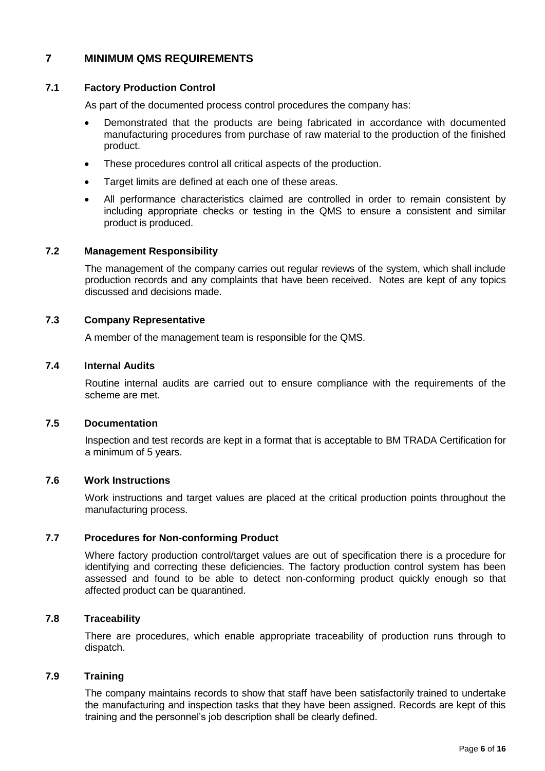# 7 MINIMUM QMS REQUIREMENTS

## 7.1 Factory Production Control

As part of the documented process control procedures the company has:

- Demonstrated that the products are being fabricated in accordance with documented manufacturing procedures from purchase of raw material to the production of the finished product.
- These procedures control all critical aspects of the production.
- Target limits are defined at each one of these areas.
- All performance characteristics claimed are controlled in order to remain consistent by including appropriate checks or testing in the QMS to ensure a consistent and similar product is produced.

## 7.2 Management Responsibility

The management of the company carries out regular reviews of the system, which shall include production records and any complaints that have been received. Notes are kept of any topics discussed and decisions made.

## 7.3 Company Representative

A member of the management team is responsible for the QMS.

## 7.4 Internal Audits

Routine internal audits are carried out to ensure compliance with the requirements of the scheme are met.

## 7.5 Documentation

Inspection and test records are kept in a format that is acceptable to BM TRADA Certification for a minimum of 5 years.

## 7.6 Work Instructions

Work instructions and target values are placed at the critical production points throughout the manufacturing process.

## 7.7 Procedures for Non-conforming Product

Where factory production control/target values are out of specification there is a procedure for identifying and correcting these deficiencies. The factory production control system has been assessed and found to be able to detect non-conforming product quickly enough so that affected product can be quarantined.

## 7.8 Traceability

There are procedures, which enable appropriate traceability of production runs through to dispatch.

## 7.9 Training

The company maintains records to show that staff have been satisfactorily trained to undertake the manufacturing and inspection tasks that they have been assigned. Records are kept of this training and the personnel's job description shall be clearly defined.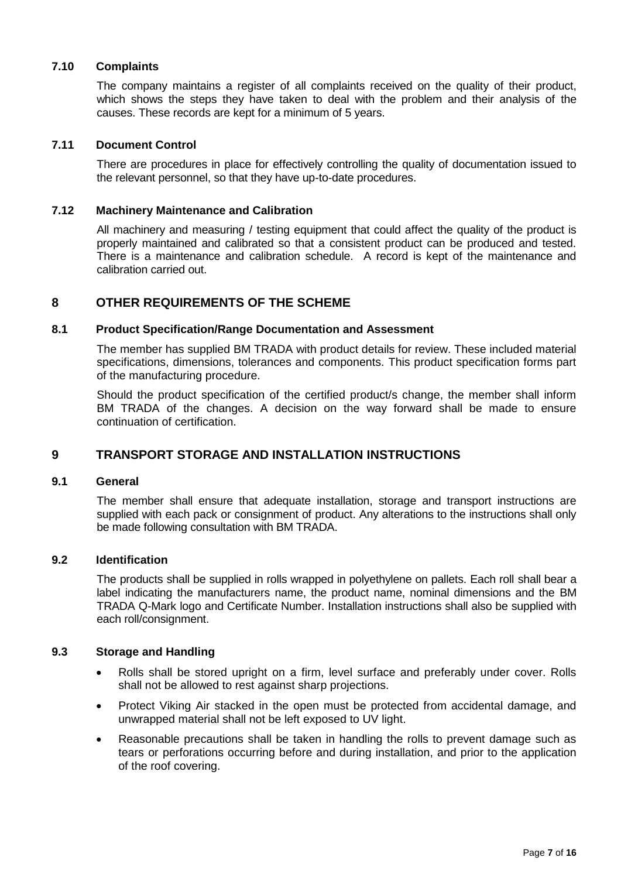### 7.10 Complaints

The company maintains a register of all complaints received on the quality of their product, which shows the steps they have taken to deal with the problem and their analysis of the causes. These records are kept for a minimum of 5 years.

### 7.11 Document Control

There are procedures in place for effectively controlling the quality of documentation issued to the relevant personnel, so that they have up-to-date procedures.

### 7.12 Machinery Maintenance and Calibration

All machinery and measuring / testing equipment that could affect the quality of the product is properly maintained and calibrated so that a consistent product can be produced and tested. There is a maintenance and calibration schedule. A record is kept of the maintenance and calibration carried out.

## 8 OTHER REQUIREMENTS OF THE SCHEME

### 8.1 Product Specification/Range Documentation and Assessment

The member has supplied BM TRADA with product details for review. These included material specifications, dimensions, tolerances and components. This product specification forms part of the manufacturing procedure.

Should the product specification of the certified product/s change, the member shall inform BM TRADA of the changes. A decision on the way forward shall be made to ensure continuation of certification.

## 9 TRANSPORT STORAGE AND INSTALLATION INSTRUCTIONS

### 9.1 General

The member shall ensure that adequate installation, storage and transport instructions are supplied with each pack or consignment of product. Any alterations to the instructions shall only be made following consultation with BM TRADA.

### 9.2 Identification

The products shall be supplied in rolls wrapped in polyethylene on pallets. Each roll shall bear a label indicating the manufacturers name, the product name, nominal dimensions and the BM TRADA Q-Mark logo and Certificate Number. Installation instructions shall also be supplied with each roll/consignment.

### 9.3 Storage and Handling

- Rolls shall be stored upright on a firm, level surface and preferably under cover. Rolls shall not be allowed to rest against sharp projections.
- Protect Viking Air stacked in the open must be protected from accidental damage, and unwrapped material shall not be left exposed to UV light.
- Reasonable precautions shall be taken in handling the rolls to prevent damage such as tears or perforations occurring before and during installation, and prior to the application of the roof covering.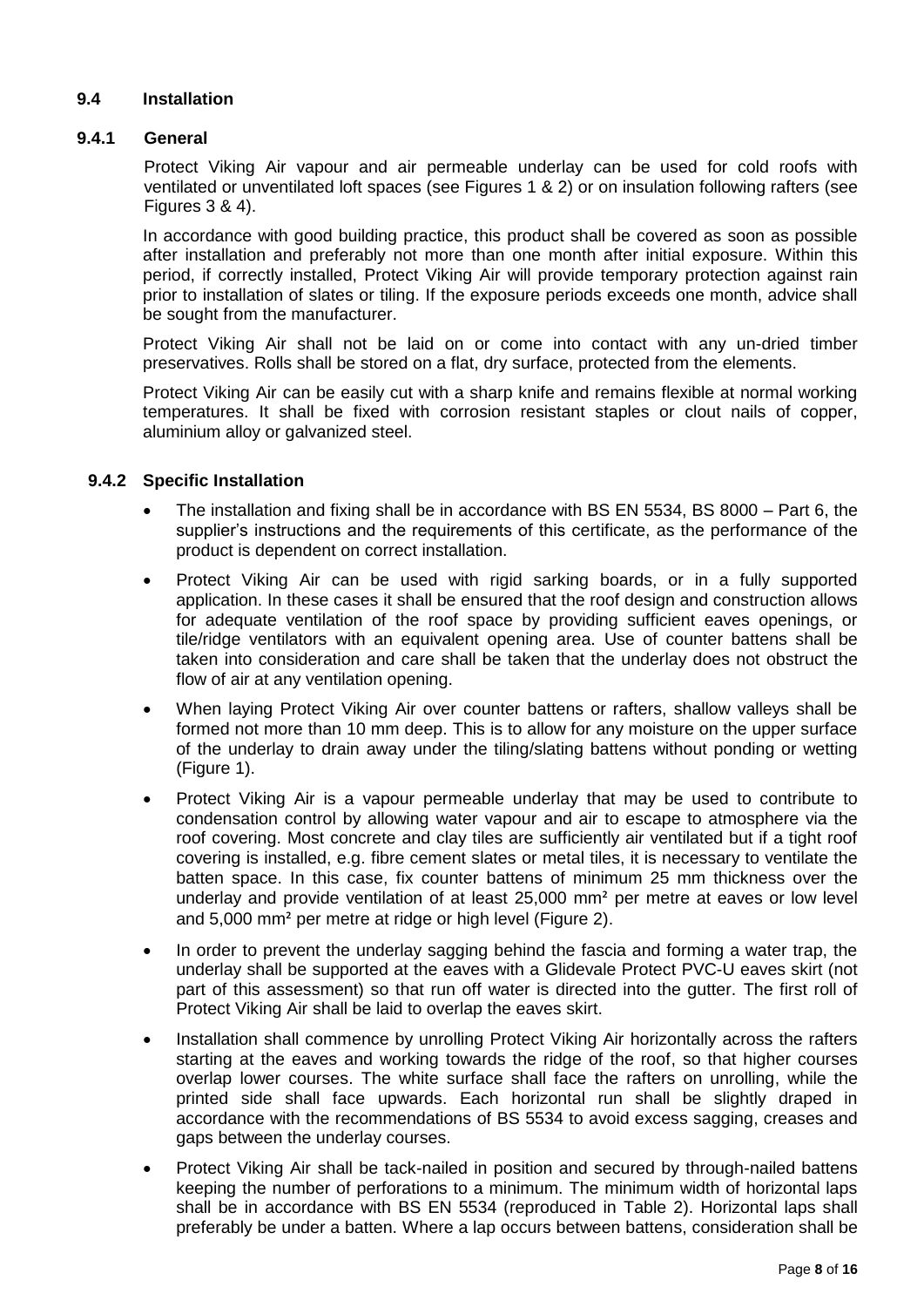### 9.4 Installation

#### 9.4.1 General

Protect Viking Air vapour and air permeable underlay can be used for cold roofs with ventilated or unventilated loft spaces (see Figures 1 & 2) or on insulation following rafters (see Figures 3 & 4).

In accordance with good building practice, this product shall be covered as soon as possible after installation and preferably not more than one month after initial exposure. Within this period, if correctly installed, Protect Viking Air will provide temporary protection against rain prior to installation of slates or tiling. If the exposure periods exceeds one month, advice shall be sought from the manufacturer.

Protect Viking Air shall not be laid on or come into contact with any un-dried timber preservatives. Rolls shall be stored on a flat, dry surface, protected from the elements.

Protect Viking Air can be easily cut with a sharp knife and remains flexible at normal working temperatures. It shall be fixed with corrosion resistant staples or clout nails of copper, aluminium alloy or galvanized steel.

#### 9.4.2 Specific Installation

- The installation and fixing shall be in accordance with BS EN 5534, BS 8000 – Part 6, the supplier's instructions and the requirements of this certificate, as the performance of the product is dependent on correct installation.
- Protect Viking Air can be used with rigid sarking boards, or in a fully supported application. In these cases it shall be ensured that the roof design and construction allows for adequate ventilation of the roof space by providing sufficient eaves openings, or tile/ridge ventilators with an equivalent opening area. Use of counter battens shall be taken into consideration and care shall be taken that the underlay does not obstruct the flow of air at any ventilation opening.
- When laying Protect Viking Air over counter battens or rafters, shallow valleys shall be formed not more than 10 mm deep. This is to allow for any moisture on the upper surface of the underlay to drain away under the tiling/slating battens without ponding or wetting (Figure 1).
- Protect Viking Air is a vapour permeable underlay that may be used to contribute to condensation control by allowing water vapour and air to escape to atmosphere via the roof covering. Most concrete and clay tiles are sufficiently air ventilated but if a tight roof covering is installed, e.g. fibre cement slates or metal tiles, it is necessary to ventilate the batten space. In this case, fix counter battens of minimum 25 mm thickness over the underlay and provide ventilation of at least 25,000 mm² per metre at eaves or low level and 5,000 mm² per metre at ridge or high level (Figure 2).
- In order to prevent the underlay sagging behind the fascia and forming a water trap, the underlay shall be supported at the eaves with a Glidevale Protect PVC-U eaves skirt (not part of this assessment) so that run off water is directed into the gutter. The first roll of Protect Viking Air shall be laid to overlap the eaves skirt.
- Installation shall commence by unrolling Protect Viking Air horizontally across the rafters starting at the eaves and working towards the ridge of the roof, so that higher courses overlap lower courses. The white surface shall face the rafters on unrolling, while the printed side shall face upwards. Each horizontal run shall be slightly draped in accordance with the recommendations of BS 5534 to avoid excess sagging, creases and gaps between the underlay courses.
- Protect Viking Air shall be tack-nailed in position and secured by through-nailed battens keeping the number of perforations to a minimum. The minimum width of horizontal laps shall be in accordance with BS EN 5534 (reproduced in Table 2). Horizontal laps shall preferably be under a batten. Where a lap occurs between battens, consideration shall be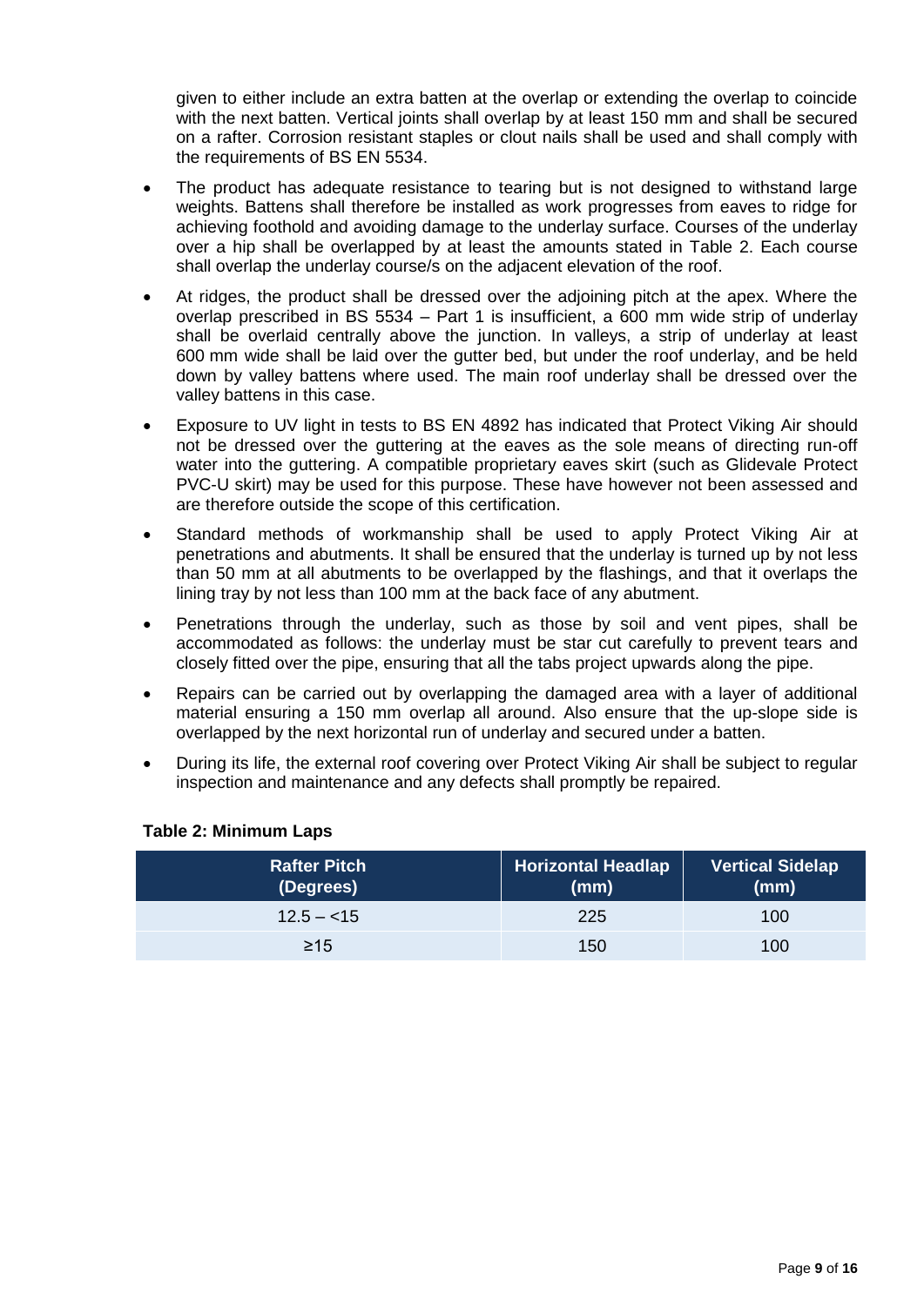given to either include an extra batten at the overlap or extending the overlap to coincide with the next batten. Vertical joints shall overlap by at least 150 mm and shall be secured on a rafter. Corrosion resistant staples or clout nails shall be used and shall comply with the requirements of BS EN 5534.

- The product has adequate resistance to tearing but is not designed to withstand large weights. Battens shall therefore be installed as work progresses from eaves to ridge for achieving foothold and avoiding damage to the underlay surface. Courses of the underlay over a hip shall be overlapped by at least the amounts stated in Table 2. Each course shall overlap the underlay course/s on the adjacent elevation of the roof.
- At ridges, the product shall be dressed over the adjoining pitch at the apex. Where the overlap prescribed in BS 5534 – Part 1 is insufficient, a 600 mm wide strip of underlay shall be overlaid centrally above the junction. In valleys, a strip of underlay at least 600 mm wide shall be laid over the gutter bed, but under the roof underlay, and be held down by valley battens where used. The main roof underlay shall be dressed over the valley battens in this case.
- Exposure to UV light in tests to BS EN 4892 has indicated that Protect Viking Air should not be dressed over the guttering at the eaves as the sole means of directing run-off water into the guttering. A compatible proprietary eaves skirt (such as Glidevale Protect PVC-U skirt) may be used for this purpose. These have however not been assessed and are therefore outside the scope of this certification.
- Standard methods of workmanship shall be used to apply Protect Viking Air at penetrations and abutments. It shall be ensured that the underlay is turned up by not less than 50 mm at all abutments to be overlapped by the flashings, and that it overlaps the lining tray by not less than 100 mm at the back face of any abutment.
- Penetrations through the underlay, such as those by soil and vent pipes, shall be accommodated as follows: the underlay must be star cut carefully to prevent tears and closely fitted over the pipe, ensuring that all the tabs project upwards along the pipe.
- Repairs can be carried out by overlapping the damaged area with a layer of additional material ensuring a 150 mm overlap all around. Also ensure that the up-slope side is overlapped by the next horizontal run of underlay and secured under a batten.
- During its life, the external roof covering over Protect Viking Air shall be subject to regular inspection and maintenance and any defects shall promptly be repaired.

**Table 2: Minimum Laps**

| Rafter Pitch (Degrees) | Horizontal Headlap (mm) | Vertical Sidelap (mm) |
|---|---|---|
| 12.5 – <15 | 225 | 100 |
| ≥15 | 150 | 100 |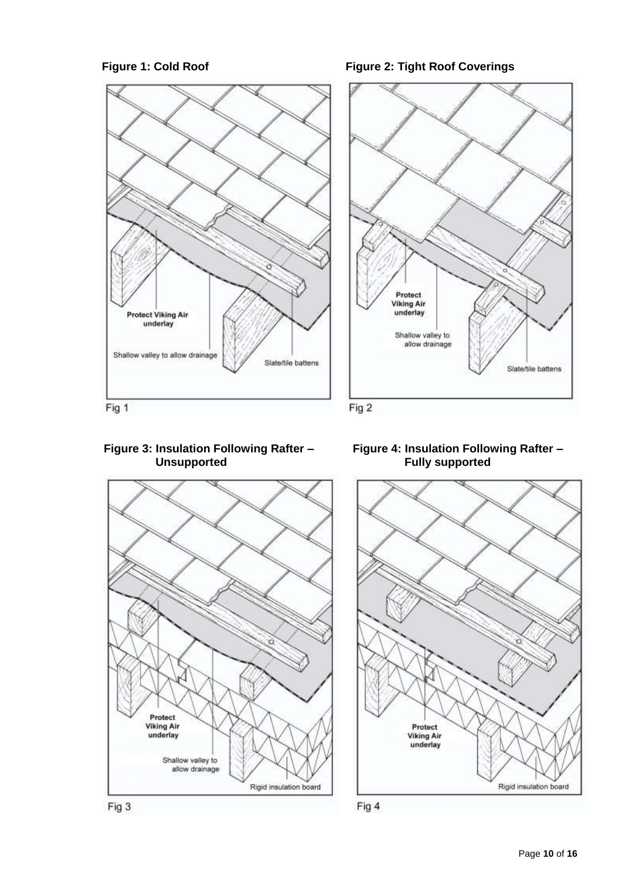**Figure 1: Cold Roof**

Protect Viking Air underlay

Shallow valley to allow drainage

Slate/tile battens

Fig 1

**Figure 2: Tight Roof Coverings**

Protect Viking Air underlay

Shallow valley to allow drainage

Slate/tile battens

Fig 2

**Figure 3: Insulation Following Rafter – Unsupported**

Protect Viking Air underlay

Shallow valley to allow drainage

Rigid insulation board

Fig 3

**Figure 4: Insulation Following Rafter – Fully supported**

Protect Viking Air underlay

Rigid insulation board

Fig 4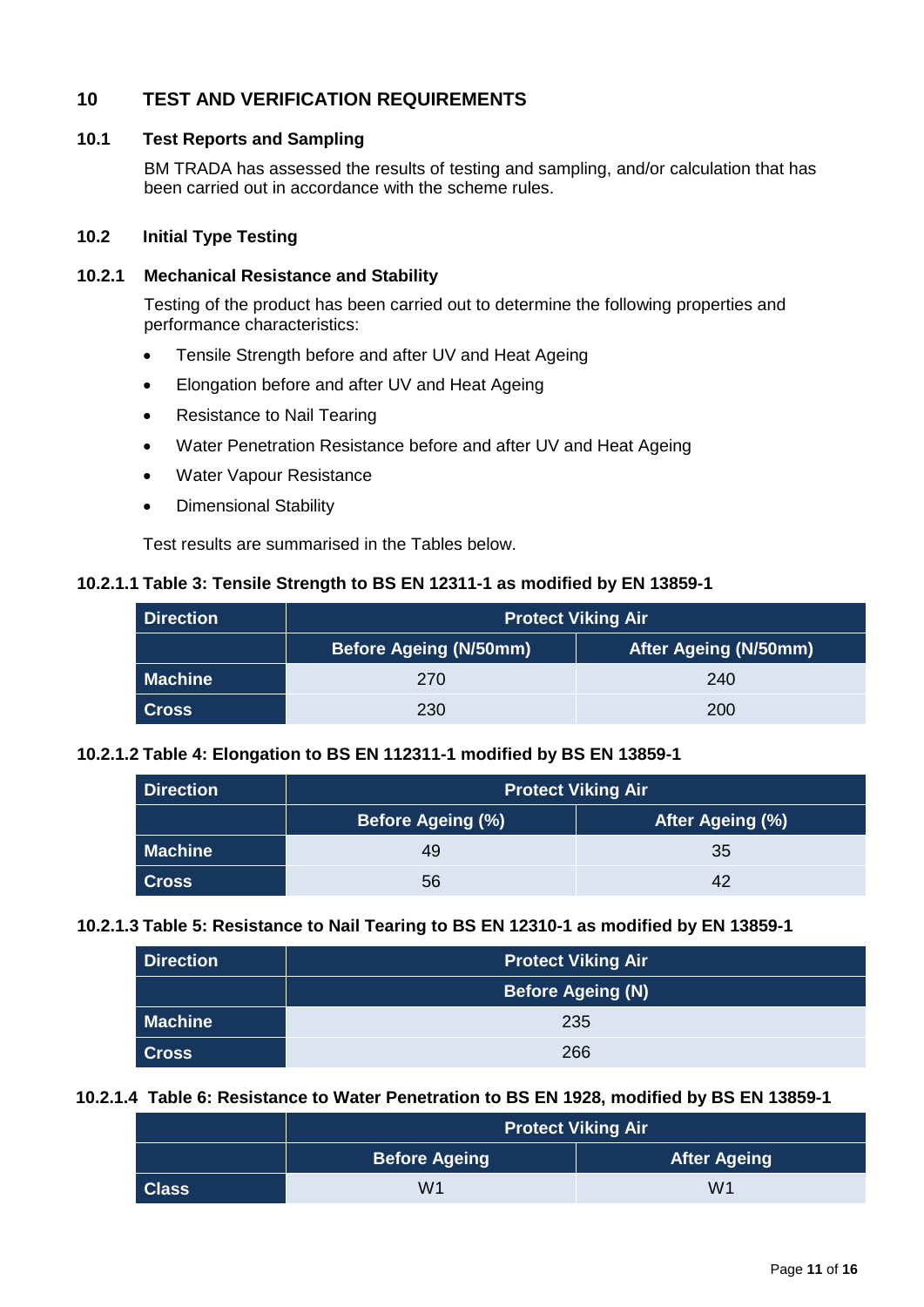## 10 TEST AND VERIFICATION REQUIREMENTS

### 10.1 Test Reports and Sampling

BM TRADA has assessed the results of testing and sampling, and/or calculation that has been carried out in accordance with the scheme rules.

### 10.2 Initial Type Testing

#### 10.2.1 Mechanical Resistance and Stability

Testing of the product has been carried out to determine the following properties and performance characteristics:

- Tensile Strength before and after UV and Heat Ageing
- Elongation before and after UV and Heat Ageing
- Resistance to Nail Tearing
- Water Penetration Resistance before and after UV and Heat Ageing
- Water Vapour Resistance
- Dimensional Stability

Test results are summarised in the Tables below.

**10.2.1.1 Table 3: Tensile Strength to BS EN 12311-1 as modified by EN 13859-1**

| Direction | Protect Viking Air | |
|---|---|---|
| | Before Ageing (N/50mm) | After Ageing (N/50mm) |
| Machine | 270 | 240 |
| Cross | 230 | 200 |

**10.2.1.2 Table 4: Elongation to BS EN 112311-1 modified by BS EN 13859-1**

| Direction | Protect Viking Air | |
|---|---|---|
| | Before Ageing (%) | After Ageing (%) |
| Machine | 49 | 35 |
| Cross | 56 | 42 |

**10.2.1.3 Table 5: Resistance to Nail Tearing to BS EN 12310-1 as modified by EN 13859-1**

| Direction | Protect Viking Air |
|---|---|
| | Before Ageing (N) |
| Machine | 235 |
| Cross | 266 |

**10.2.1.4 Table 6: Resistance to Water Penetration to BS EN 1928, modified by BS EN 13859-1**

| | Protect Viking Air | |
|---|---|---|
| | Before Ageing | After Ageing |
| Class | W1 | W1 |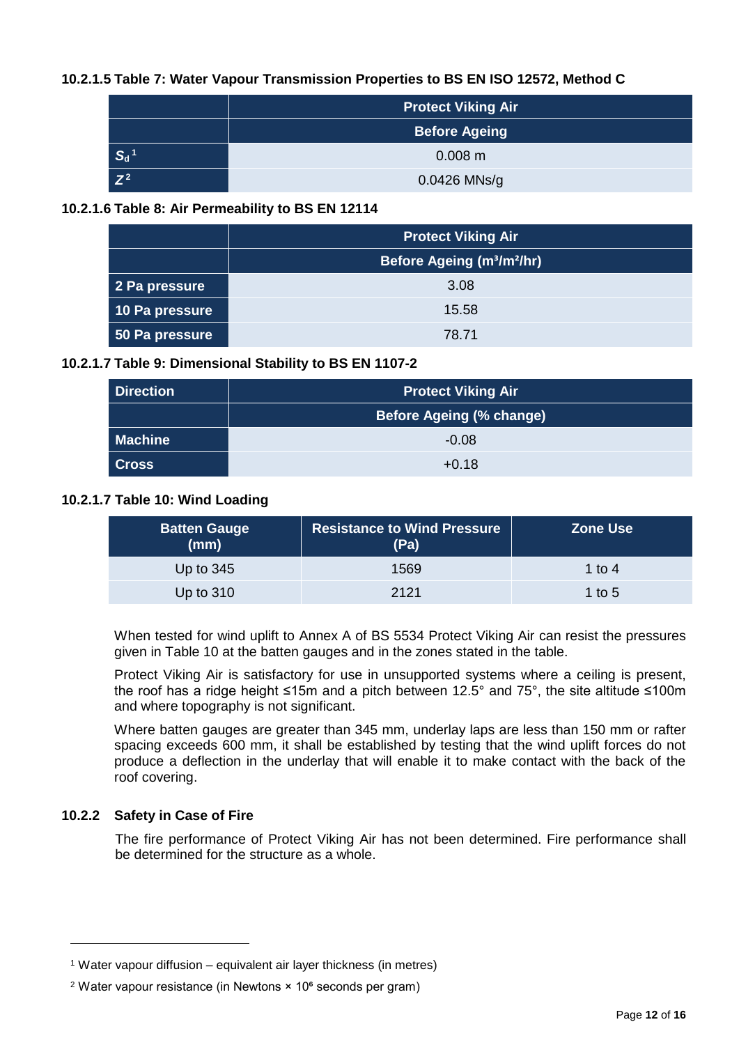#### 10.2.1.5 Table 7: Water Vapour Transmission Properties to BS EN ISO 12572, Method C

| | Protect Viking Air |
|---|---|
| | Before Ageing |
| $S_d$ [1] | 0.008 m |
| $Z$ [2] | 0.0426 MNs/g |

#### 10.2.1.6 Table 8: Air Permeability to BS EN 12114

| | Protect Viking Air |
|---|---|
| | Before Ageing (m³/m²/hr) |
| 2 Pa pressure | 3.08 |
| 10 Pa pressure | 15.58 |
| 50 Pa pressure | 78.71 |

#### 10.2.1.7 Table 9: Dimensional Stability to BS EN 1107-2

| Direction | Protect Viking Air |
|---|---|
| | Before Ageing (% change) |
| Machine | -0.08 |
| Cross | +0.18 |

#### 10.2.1.7 Table 10: Wind Loading

| Batten Gauge (mm) | Resistance to Wind Pressure (Pa) | Zone Use |
|---|---|---|
| Up to 345 | 1569 | 1 to 4 |
| Up to 310 | 2121 | 1 to 5 |

When tested for wind uplift to Annex A of BS 5534 Protect Viking Air can resist the pressures given in Table 10 at the batten gauges and in the zones stated in the table.

Protect Viking Air is satisfactory for use in unsupported systems where a ceiling is present, the roof has a ridge height ≤15m and a pitch between 12.5° and 75°, the site altitude ≤100m and where topography is not significant.

Where batten gauges are greater than 345 mm, underlay laps are less than 150 mm or rafter spacing exceeds 600 mm, it shall be established by testing that the wind uplift forces do not produce a deflection in the underlay that will enable it to make contact with the back of the roof covering.

### 10.2.2 Safety in Case of Fire

The fire performance of Protect Viking Air has not been determined. Fire performance shall be determined for the structure as a whole.

---

[1] Water vapour diffusion – equivalent air layer thickness (in metres)

[2] Water vapour resistance (in Newtons × $10^6$ seconds per gram)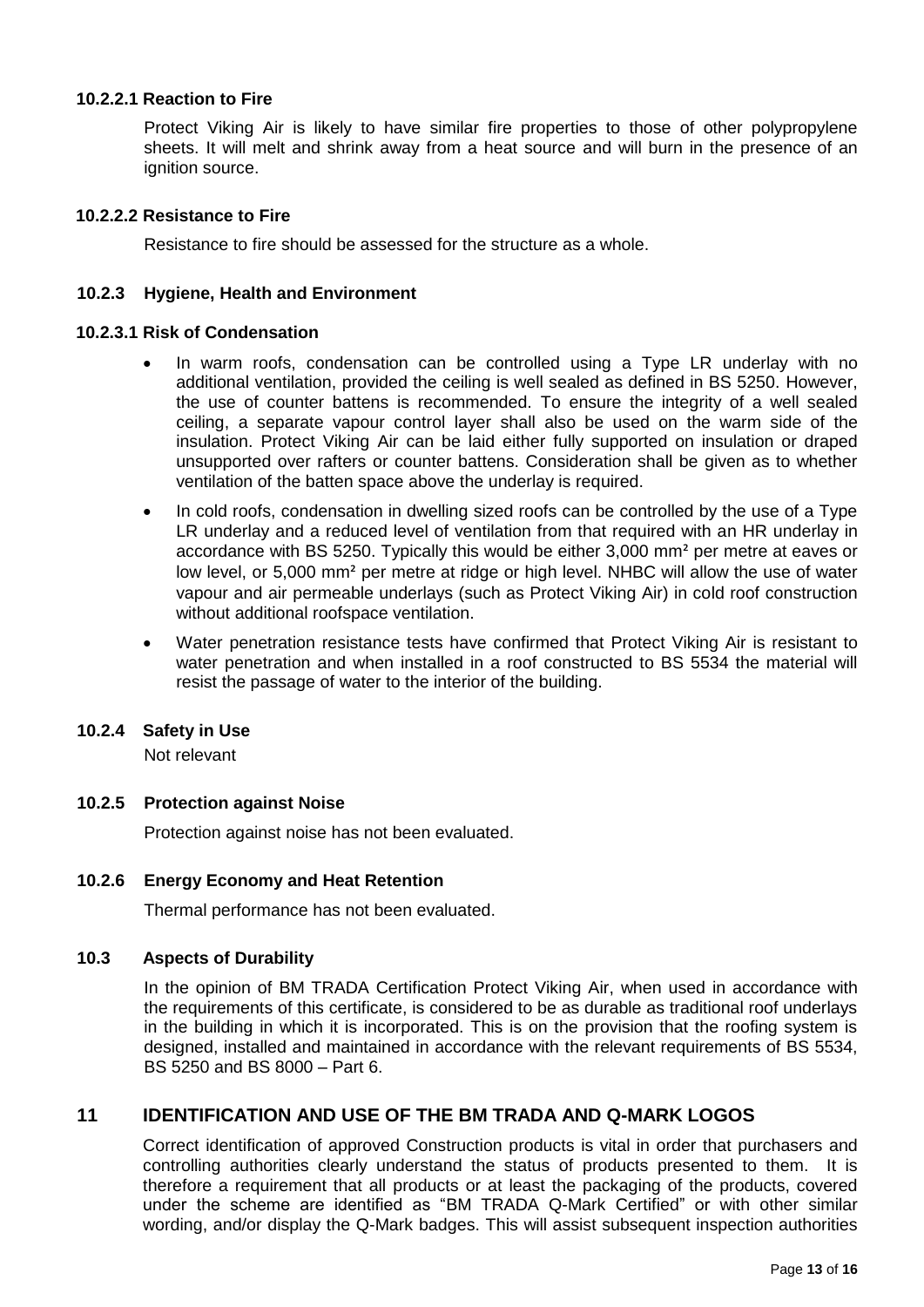#### 10.2.2.1 Reaction to Fire

Protect Viking Air is likely to have similar fire properties to those of other polypropylene sheets. It will melt and shrink away from a heat source and will burn in the presence of an ignition source.

#### 10.2.2.2 Resistance to Fire

Resistance to fire should be assessed for the structure as a whole.

### 10.2.3 Hygiene, Health and Environment

#### 10.2.3.1 Risk of Condensation

- In warm roofs, condensation can be controlled using a Type LR underlay with no additional ventilation, provided the ceiling is well sealed as defined in BS 5250. However, the use of counter battens is recommended. To ensure the integrity of a well sealed ceiling, a separate vapour control layer shall also be used on the warm side of the insulation. Protect Viking Air can be laid either fully supported on insulation or draped unsupported over rafters or counter battens. Consideration shall be given as to whether ventilation of the batten space above the underlay is required.
- In cold roofs, condensation in dwelling sized roofs can be controlled by the use of a Type LR underlay and a reduced level of ventilation from that required with an HR underlay in accordance with BS 5250. Typically this would be either 3,000 mm² per metre at eaves or low level, or 5,000 mm² per metre at ridge or high level. NHBC will allow the use of water vapour and air permeable underlays (such as Protect Viking Air) in cold roof construction without additional roofspace ventilation.
- Water penetration resistance tests have confirmed that Protect Viking Air is resistant to water penetration and when installed in a roof constructed to BS 5534 the material will resist the passage of water to the interior of the building.

### 10.2.4 Safety in Use

Not relevant

### 10.2.5 Protection against Noise

Protection against noise has not been evaluated.

### 10.2.6 Energy Economy and Heat Retention

Thermal performance has not been evaluated.

### 10.3 Aspects of Durability

In the opinion of BM TRADA Certification Protect Viking Air, when used in accordance with the requirements of this certificate, is considered to be as durable as traditional roof underlays in the building in which it is incorporated. This is on the provision that the roofing system is designed, installed and maintained in accordance with the relevant requirements of BS 5534, BS 5250 and BS 8000 – Part 6.

## 11 IDENTIFICATION AND USE OF THE BM TRADA AND Q-MARK LOGOS

Correct identification of approved Construction products is vital in order that purchasers and controlling authorities clearly understand the status of products presented to them. It is therefore a requirement that all products or at least the packaging of the products, covered under the scheme are identified as "BM TRADA Q-Mark Certified" or with other similar wording, and/or display the Q-Mark badges. This will assist subsequent inspection authorities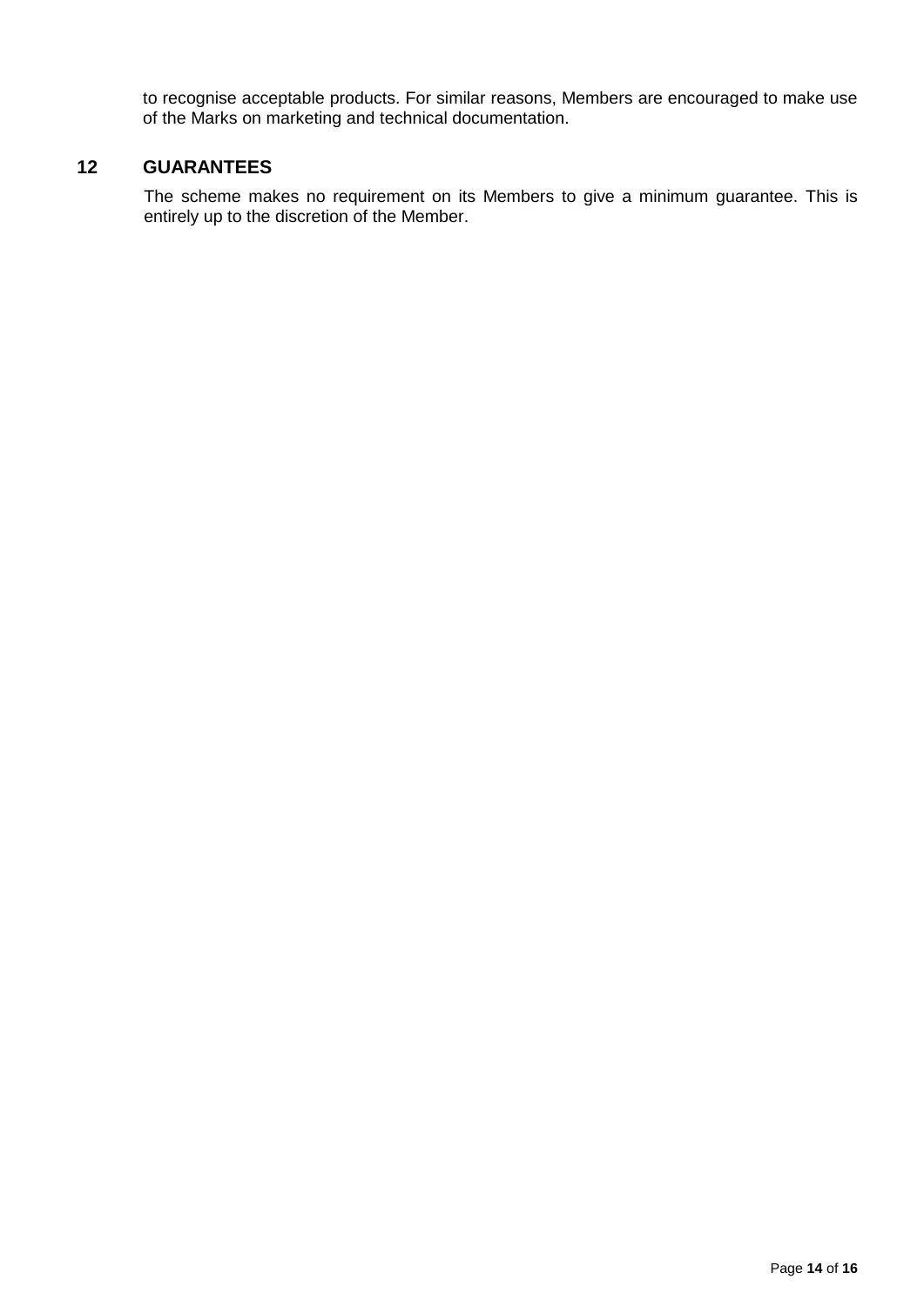to recognise acceptable products. For similar reasons, Members are encouraged to make use of the Marks on marketing and technical documentation.

## 12 GUARANTEES

The scheme makes no requirement on its Members to give a minimum guarantee. This is entirely up to the discretion of the Member.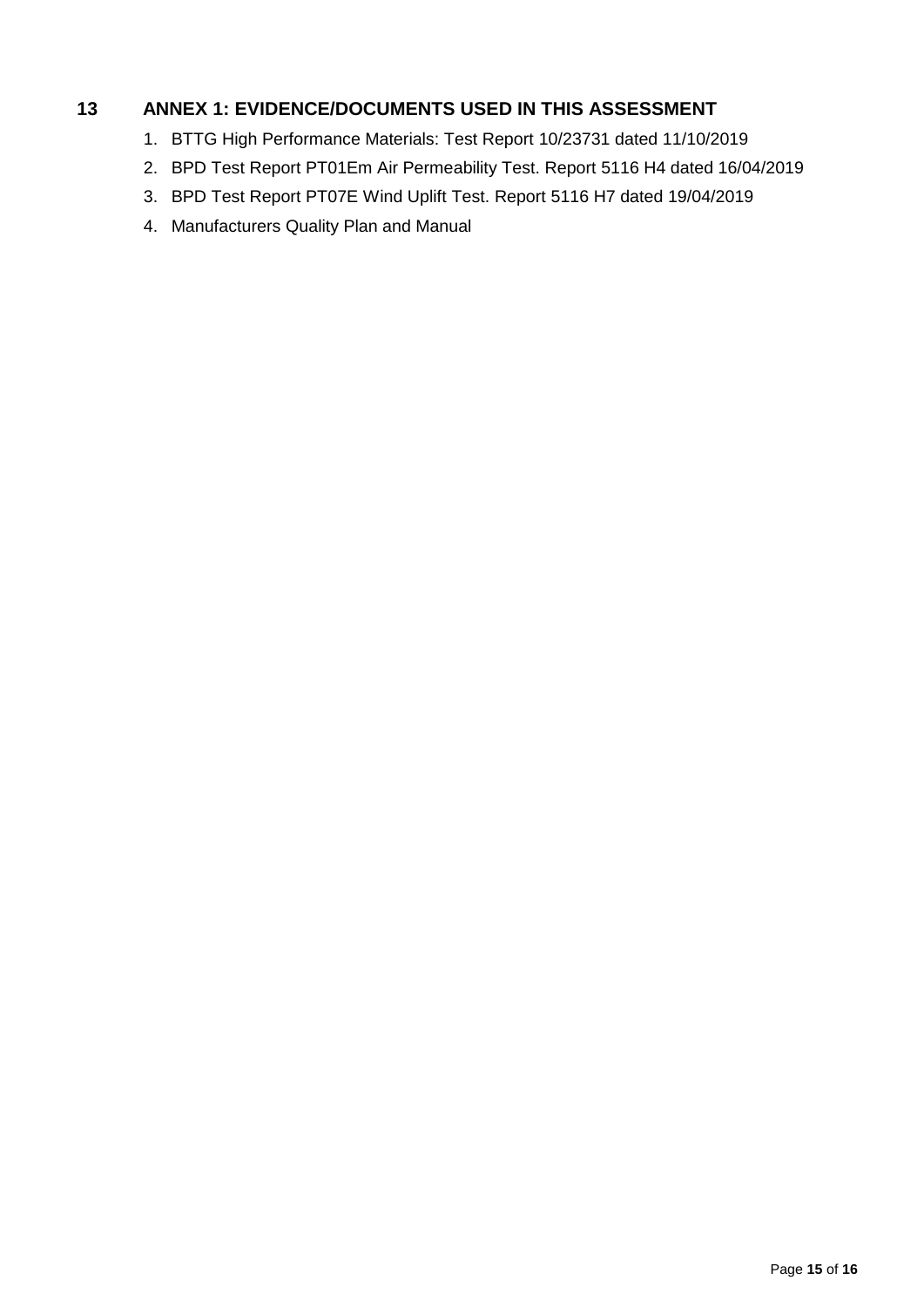## 13 ANNEX 1: EVIDENCE/DOCUMENTS USED IN THIS ASSESSMENT

1. BTTG High Performance Materials: Test Report 10/23731 dated 11/10/2019
2. BPD Test Report PT01Em Air Permeability Test. Report 5116 H4 dated 16/04/2019
3. BPD Test Report PT07E Wind Uplift Test. Report 5116 H7 dated 19/04/2019
4. Manufacturers Quality Plan and Manual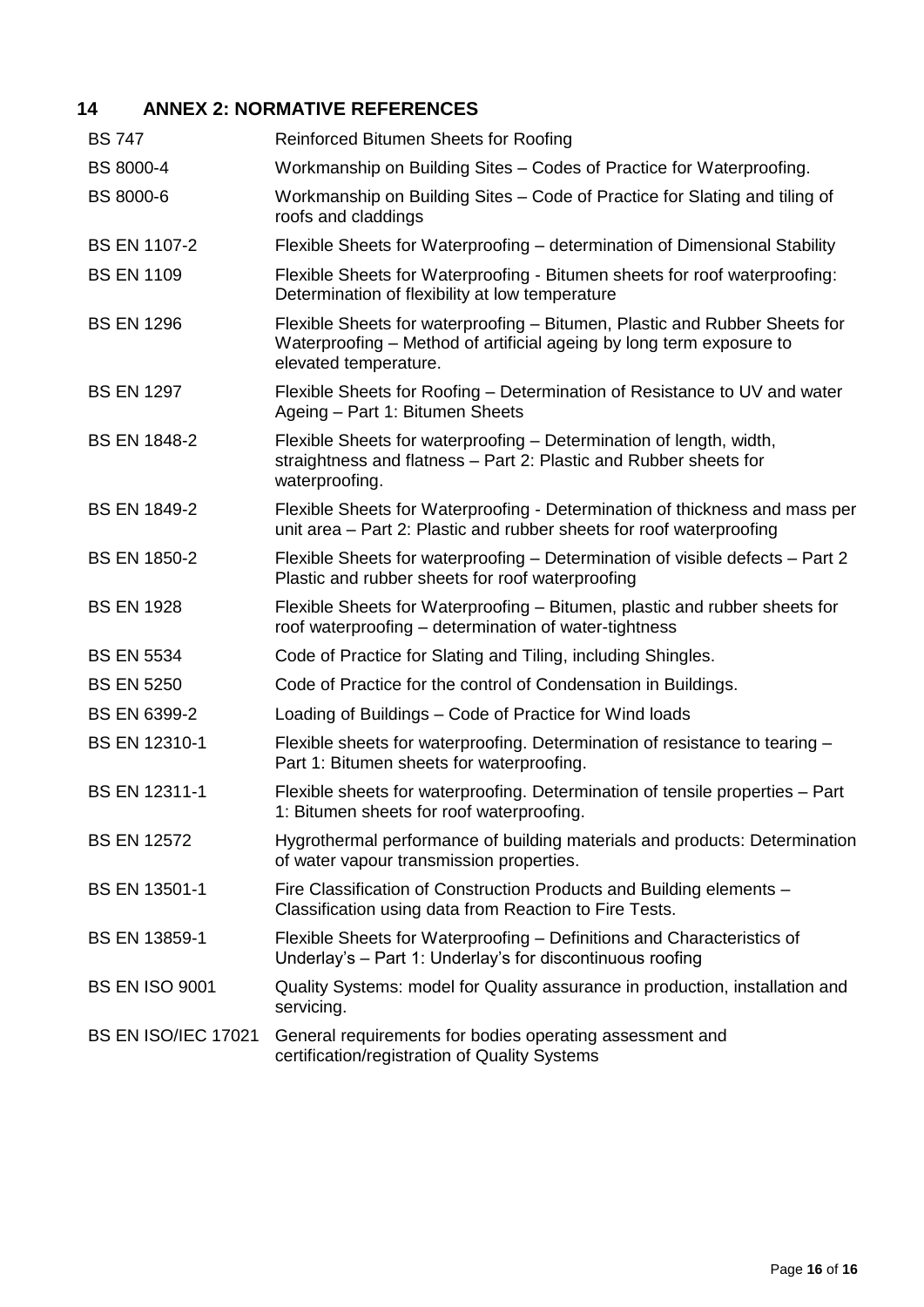## 14 ANNEX 2: NORMATIVE REFERENCES

| | |
|---|---|
| BS 747 | Reinforced Bitumen Sheets for Roofing |
| BS 8000-4 | Workmanship on Building Sites – Codes of Practice for Waterproofing. |
| BS 8000-6 | Workmanship on Building Sites – Code of Practice for Slating and tiling of roofs and claddings |
| BS EN 1107-2 | Flexible Sheets for Waterproofing – determination of Dimensional Stability |
| BS EN 1109 | Flexible Sheets for Waterproofing - Bitumen sheets for roof waterproofing: Determination of flexibility at low temperature |
| BS EN 1296 | Flexible Sheets for waterproofing – Bitumen, Plastic and Rubber Sheets for Waterproofing – Method of artificial ageing by long term exposure to elevated temperature. |
| BS EN 1297 | Flexible Sheets for Roofing – Determination of Resistance to UV and water Ageing – Part 1: Bitumen Sheets |
| BS EN 1848-2 | Flexible Sheets for waterproofing – Determination of length, width, straightness and flatness – Part 2: Plastic and Rubber sheets for waterproofing. |
| BS EN 1849-2 | Flexible Sheets for Waterproofing - Determination of thickness and mass per unit area – Part 2: Plastic and rubber sheets for roof waterproofing |
| BS EN 1850-2 | Flexible Sheets for waterproofing – Determination of visible defects – Part 2 Plastic and rubber sheets for roof waterproofing |
| BS EN 1928 | Flexible Sheets for Waterproofing – Bitumen, plastic and rubber sheets for roof waterproofing – determination of water-tightness |
| BS EN 5534 | Code of Practice for Slating and Tiling, including Shingles. |
| BS EN 5250 | Code of Practice for the control of Condensation in Buildings. |
| BS EN 6399-2 | Loading of Buildings – Code of Practice for Wind loads |
| BS EN 12310-1 | Flexible sheets for waterproofing. Determination of resistance to tearing – Part 1: Bitumen sheets for waterproofing. |
| BS EN 12311-1 | Flexible sheets for waterproofing. Determination of tensile properties – Part 1: Bitumen sheets for roof waterproofing. |
| BS EN 12572 | Hygrothermal performance of building materials and products: Determination of water vapour transmission properties. |
| BS EN 13501-1 | Fire Classification of Construction Products and Building elements – Classification using data from Reaction to Fire Tests. |
| BS EN 13859-1 | Flexible Sheets for Waterproofing – Definitions and Characteristics of Underlay's – Part 1: Underlay's for discontinuous roofing |
| BS EN ISO 9001 | Quality Systems: model for Quality assurance in production, installation and servicing. |
| BS EN ISO/IEC 17021 | General requirements for bodies operating assessment and certification/registration of Quality Systems |